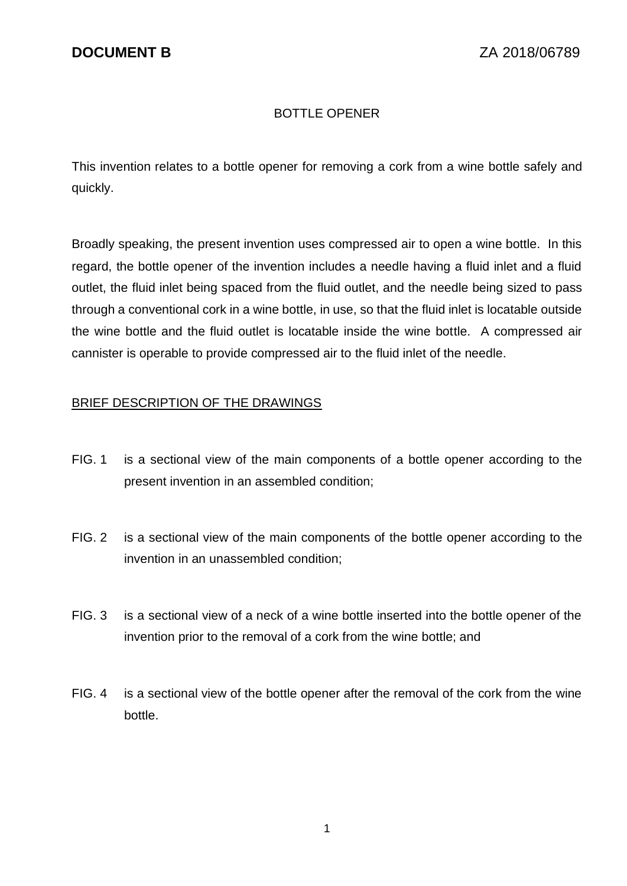**DOCUMENT B** ZA 2018/06789

# BOTTLE OPENER

This invention relates to a bottle opener for removing a cork from a wine bottle safely and quickly.

Broadly speaking, the present invention uses compressed air to open a wine bottle. In this regard, the bottle opener of the invention includes a needle having a fluid inlet and a fluid outlet, the fluid inlet being spaced from the fluid outlet, and the needle being sized to pass through a conventional cork in a wine bottle, in use, so that the fluid inlet is locatable outside the wine bottle and the fluid outlet is locatable inside the wine bottle. A compressed air cannister is operable to provide compressed air to the fluid inlet of the needle.

## BRIEF DESCRIPTION OF THE DRAWINGS

FIG. 1 is a sectional view of the main components of a bottle opener according to the present invention in an assembled condition;

FIG. 2 is a sectional view of the main components of the bottle opener according to the invention in an unassembled condition;

FIG. 3 is a sectional view of a neck of a wine bottle inserted into the bottle opener of the invention prior to the removal of a cork from the wine bottle; and

FIG. 4 is a sectional view of the bottle opener after the removal of the cork from the wine bottle.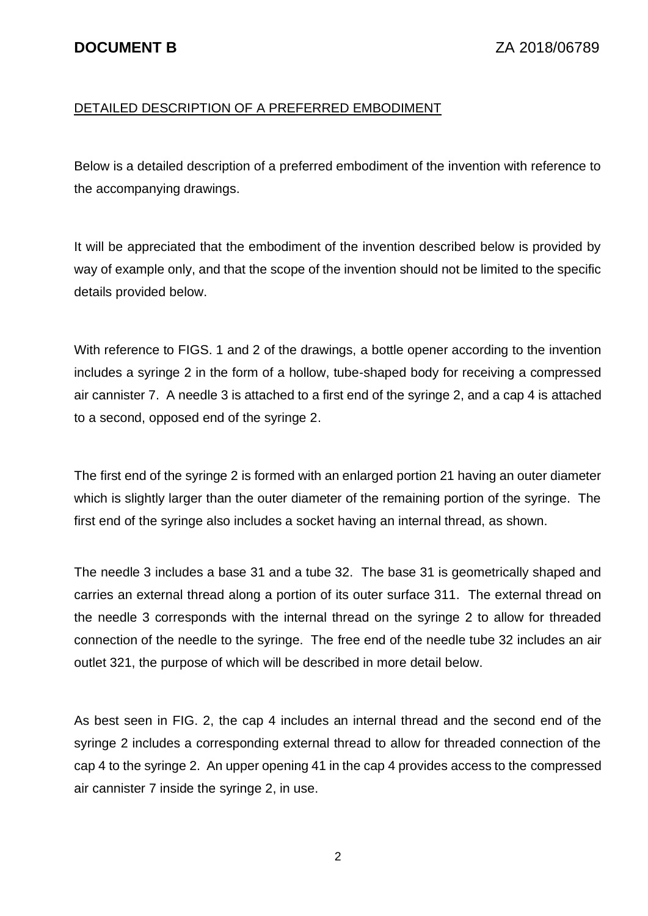## DETAILED DESCRIPTION OF A PREFERRED EMBODIMENT

Below is a detailed description of a preferred embodiment of the invention with reference to the accompanying drawings.

It will be appreciated that the embodiment of the invention described below is provided by way of example only, and that the scope of the invention should not be limited to the specific details provided below.

With reference to FIGS. 1 and 2 of the drawings, a bottle opener according to the invention includes a syringe 2 in the form of a hollow, tube-shaped body for receiving a compressed air cannister 7. A needle 3 is attached to a first end of the syringe 2, and a cap 4 is attached to a second, opposed end of the syringe 2.

The first end of the syringe 2 is formed with an enlarged portion 21 having an outer diameter which is slightly larger than the outer diameter of the remaining portion of the syringe. The first end of the syringe also includes a socket having an internal thread, as shown.

The needle 3 includes a base 31 and a tube 32. The base 31 is geometrically shaped and carries an external thread along a portion of its outer surface 311. The external thread on the needle 3 corresponds with the internal thread on the syringe 2 to allow for threaded connection of the needle to the syringe. The free end of the needle tube 32 includes an air outlet 321, the purpose of which will be described in more detail below.

As best seen in FIG. 2, the cap 4 includes an internal thread and the second end of the syringe 2 includes a corresponding external thread to allow for threaded connection of the cap 4 to the syringe 2. An upper opening 41 in the cap 4 provides access to the compressed air cannister 7 inside the syringe 2, in use.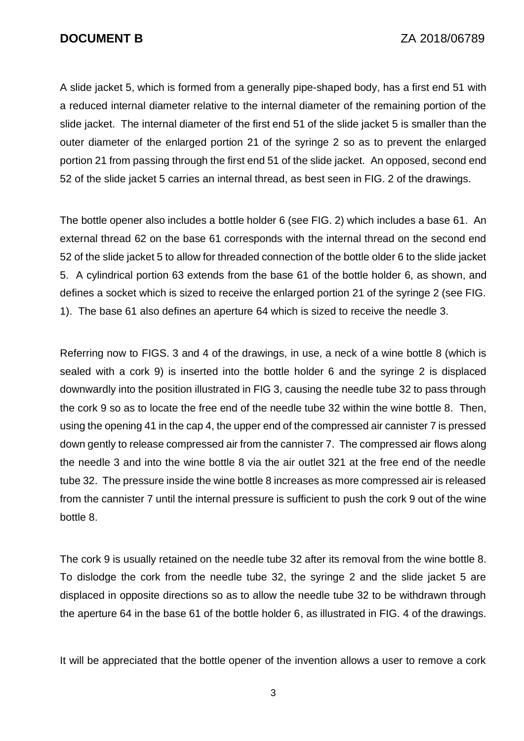A slide jacket 5, which is formed from a generally pipe-shaped body, has a first end 51 with a reduced internal diameter relative to the internal diameter of the remaining portion of the slide jacket. The internal diameter of the first end 51 of the slide jacket 5 is smaller than the outer diameter of the enlarged portion 21 of the syringe 2 so as to prevent the enlarged portion 21 from passing through the first end 51 of the slide jacket. An opposed, second end 52 of the slide jacket 5 carries an internal thread, as best seen in FIG. 2 of the drawings.

The bottle opener also includes a bottle holder 6 (see FIG. 2) which includes a base 61. An external thread 62 on the base 61 corresponds with the internal thread on the second end 52 of the slide jacket 5 to allow for threaded connection of the bottle older 6 to the slide jacket 5. A cylindrical portion 63 extends from the base 61 of the bottle holder 6, as shown, and defines a socket which is sized to receive the enlarged portion 21 of the syringe 2 (see FIG. 1). The base 61 also defines an aperture 64 which is sized to receive the needle 3.

Referring now to FIGS. 3 and 4 of the drawings, in use, a neck of a wine bottle 8 (which is sealed with a cork 9) is inserted into the bottle holder 6 and the syringe 2 is displaced downwardly into the position illustrated in FIG 3, causing the needle tube 32 to pass through the cork 9 so as to locate the free end of the needle tube 32 within the wine bottle 8. Then, using the opening 41 in the cap 4, the upper end of the compressed air cannister 7 is pressed down gently to release compressed air from the cannister 7. The compressed air flows along the needle 3 and into the wine bottle 8 via the air outlet 321 at the free end of the needle tube 32. The pressure inside the wine bottle 8 increases as more compressed air is released from the cannister 7 until the internal pressure is sufficient to push the cork 9 out of the wine bottle 8.

The cork 9 is usually retained on the needle tube 32 after its removal from the wine bottle 8. To dislodge the cork from the needle tube 32, the syringe 2 and the slide jacket 5 are displaced in opposite directions so as to allow the needle tube 32 to be withdrawn through the aperture 64 in the base 61 of the bottle holder 6, as illustrated in FIG. 4 of the drawings.

It will be appreciated that the bottle opener of the invention allows a user to remove a cork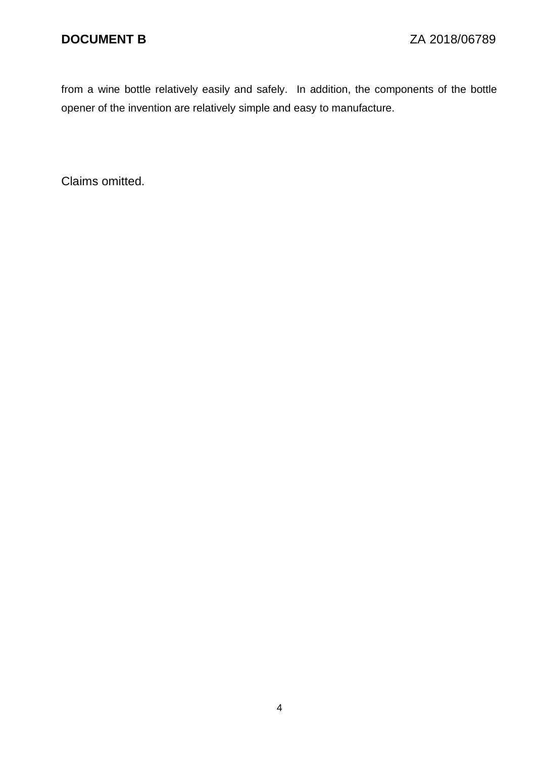from a wine bottle relatively easily and safely. In addition, the components of the bottle opener of the invention are relatively simple and easy to manufacture.

Claims omitted.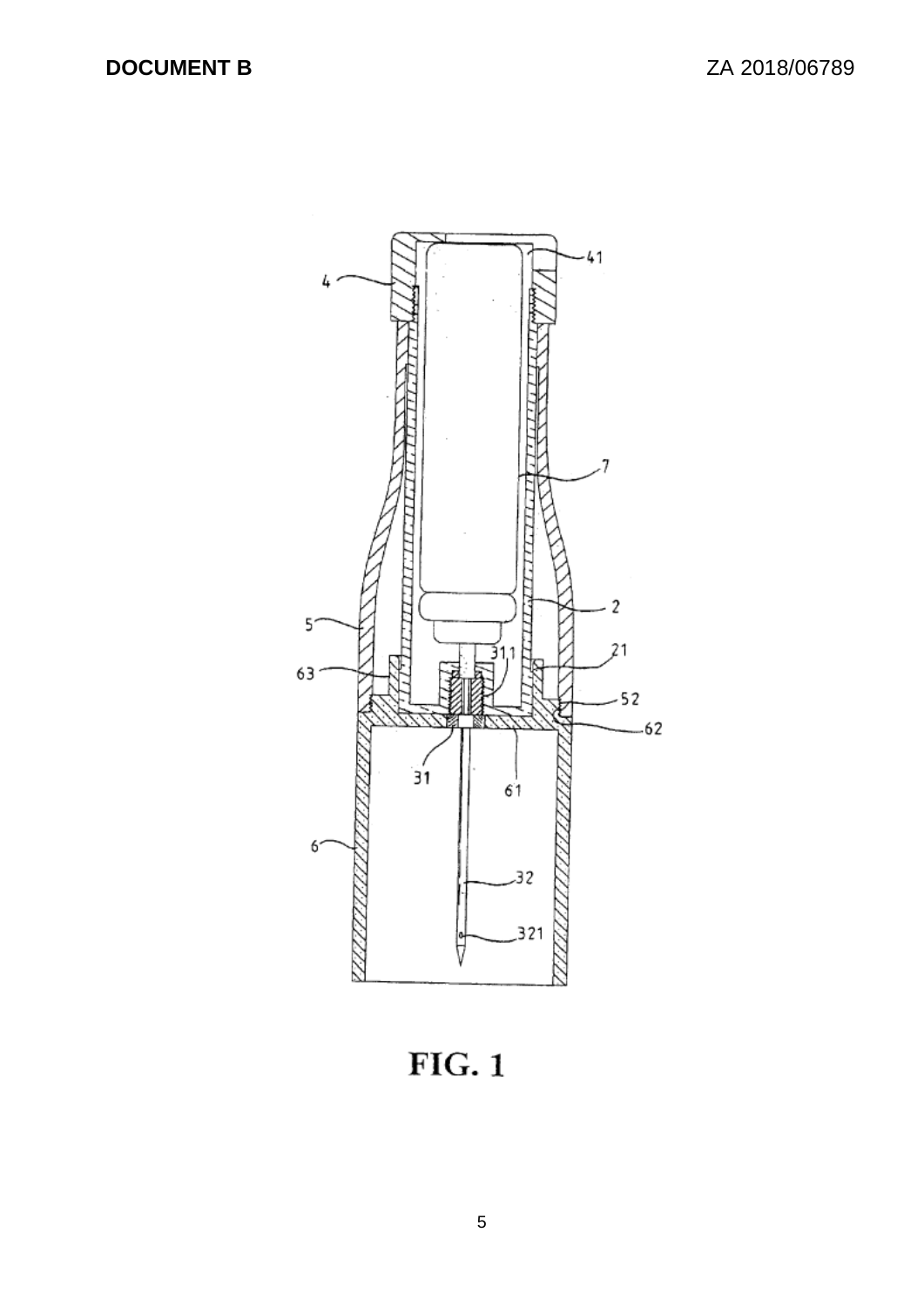FIG. 1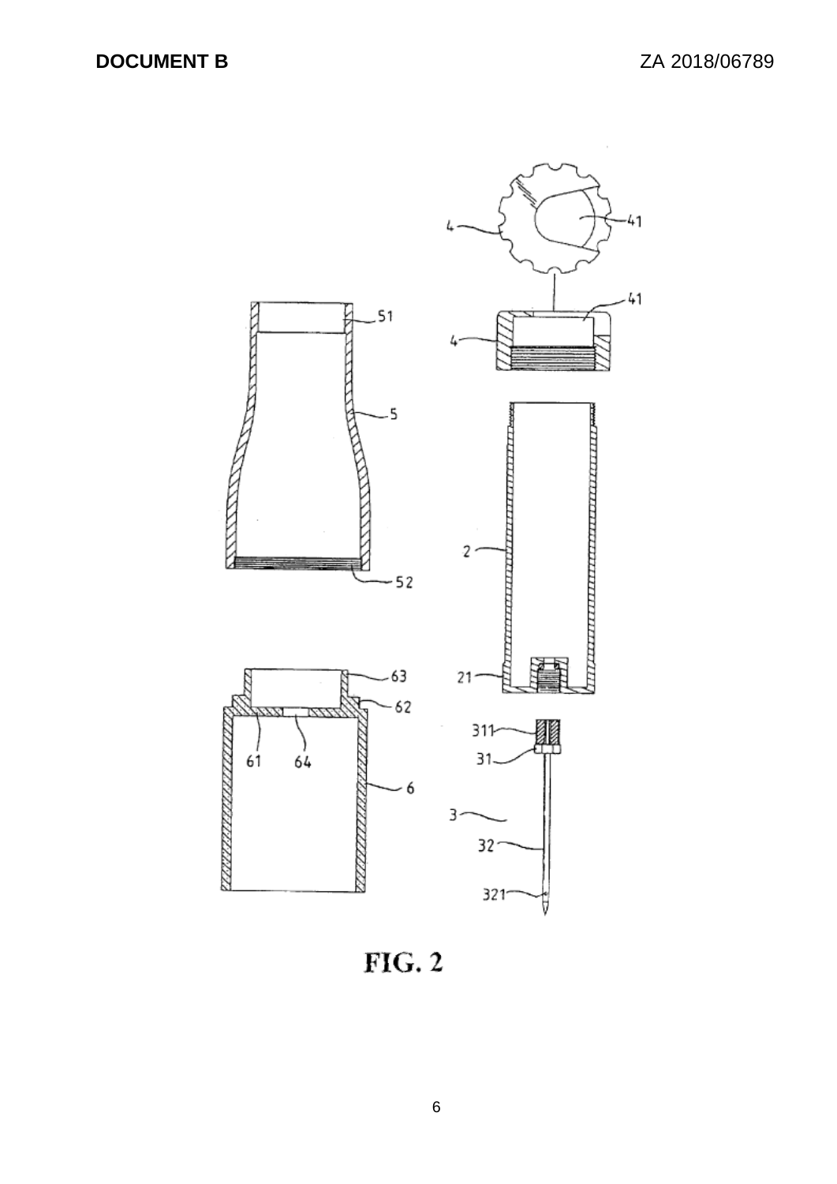FIG. 2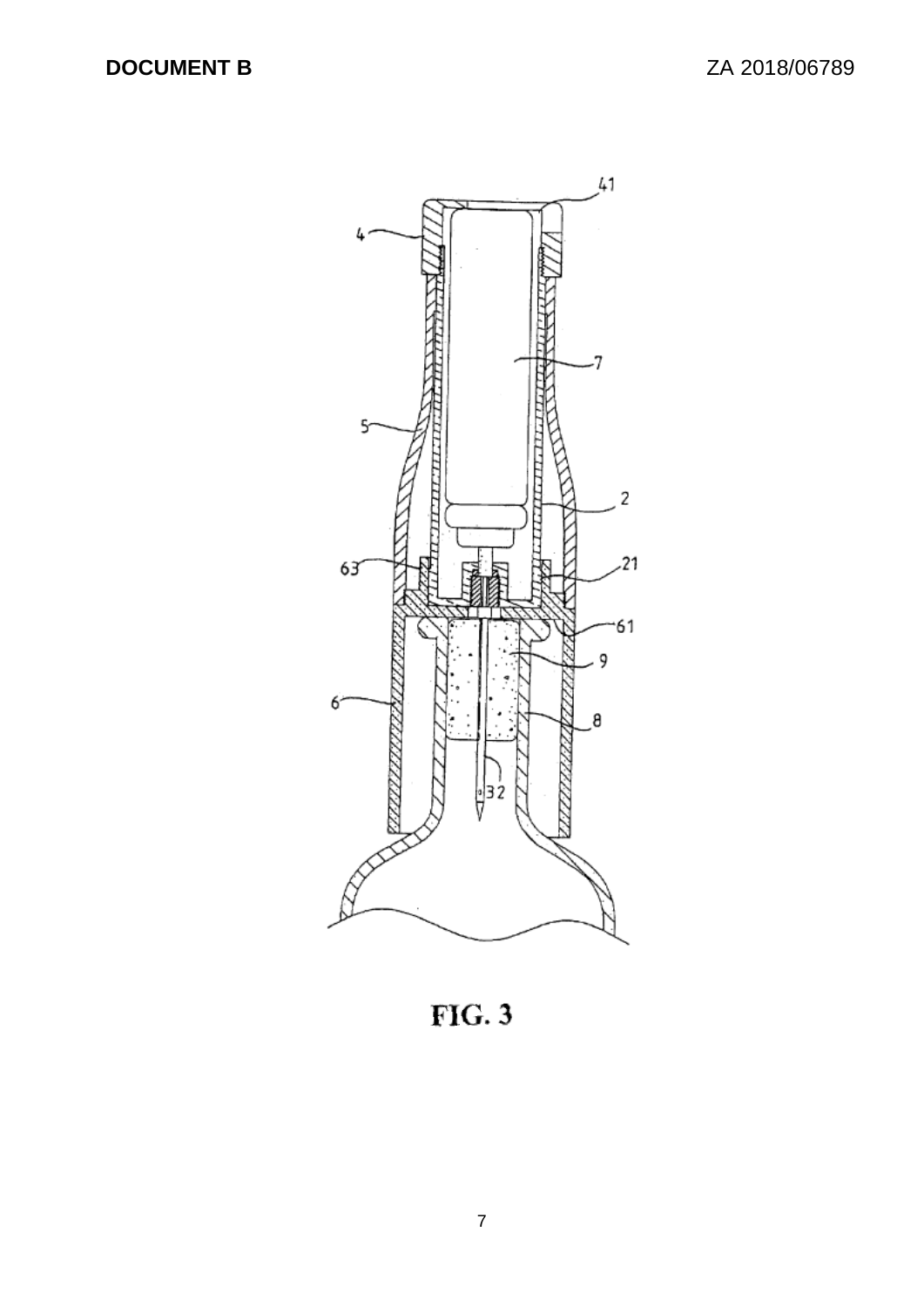FIG. 3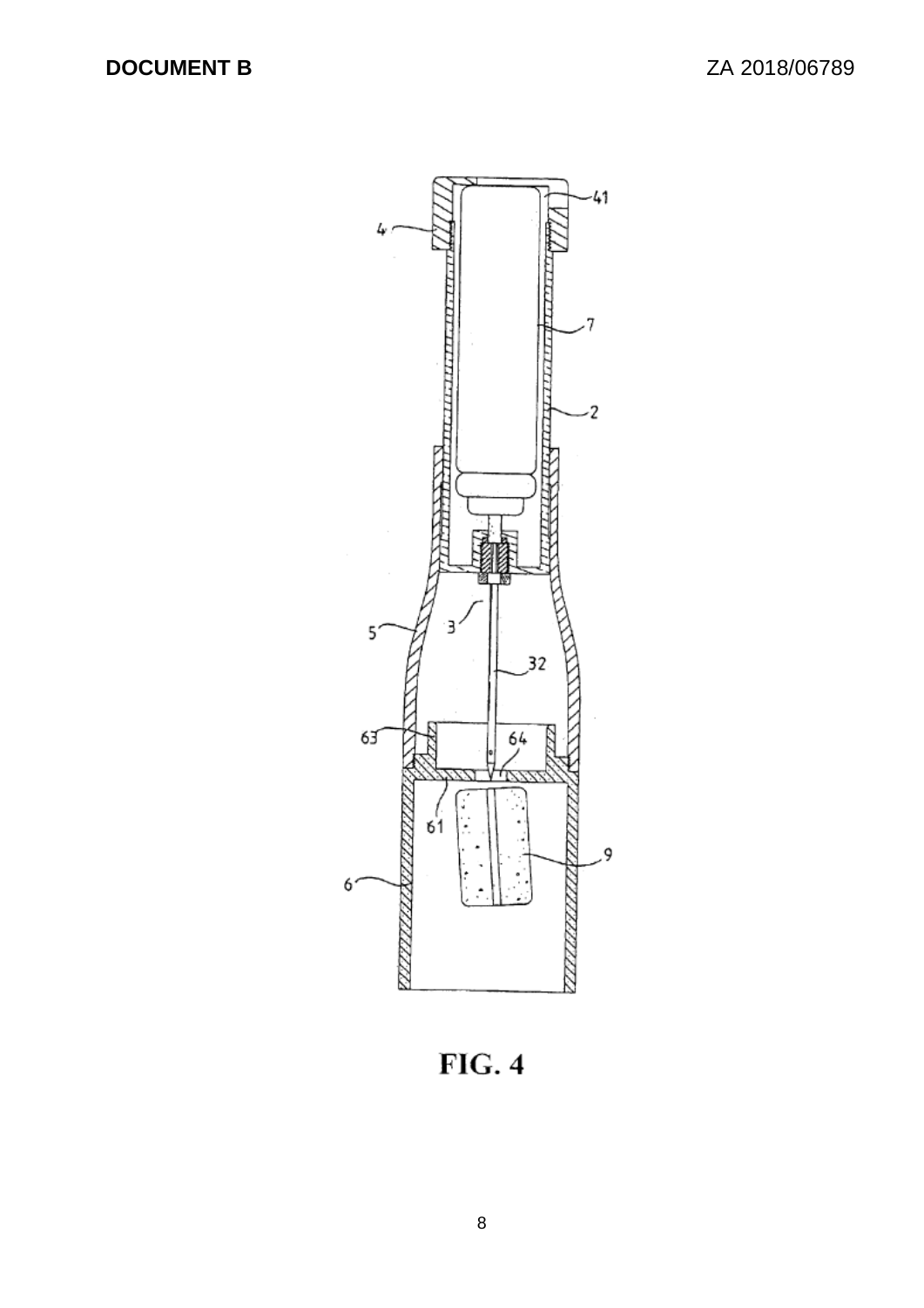4
41
7
2
5
3
32
63
64
61
9
6

FIG. 4